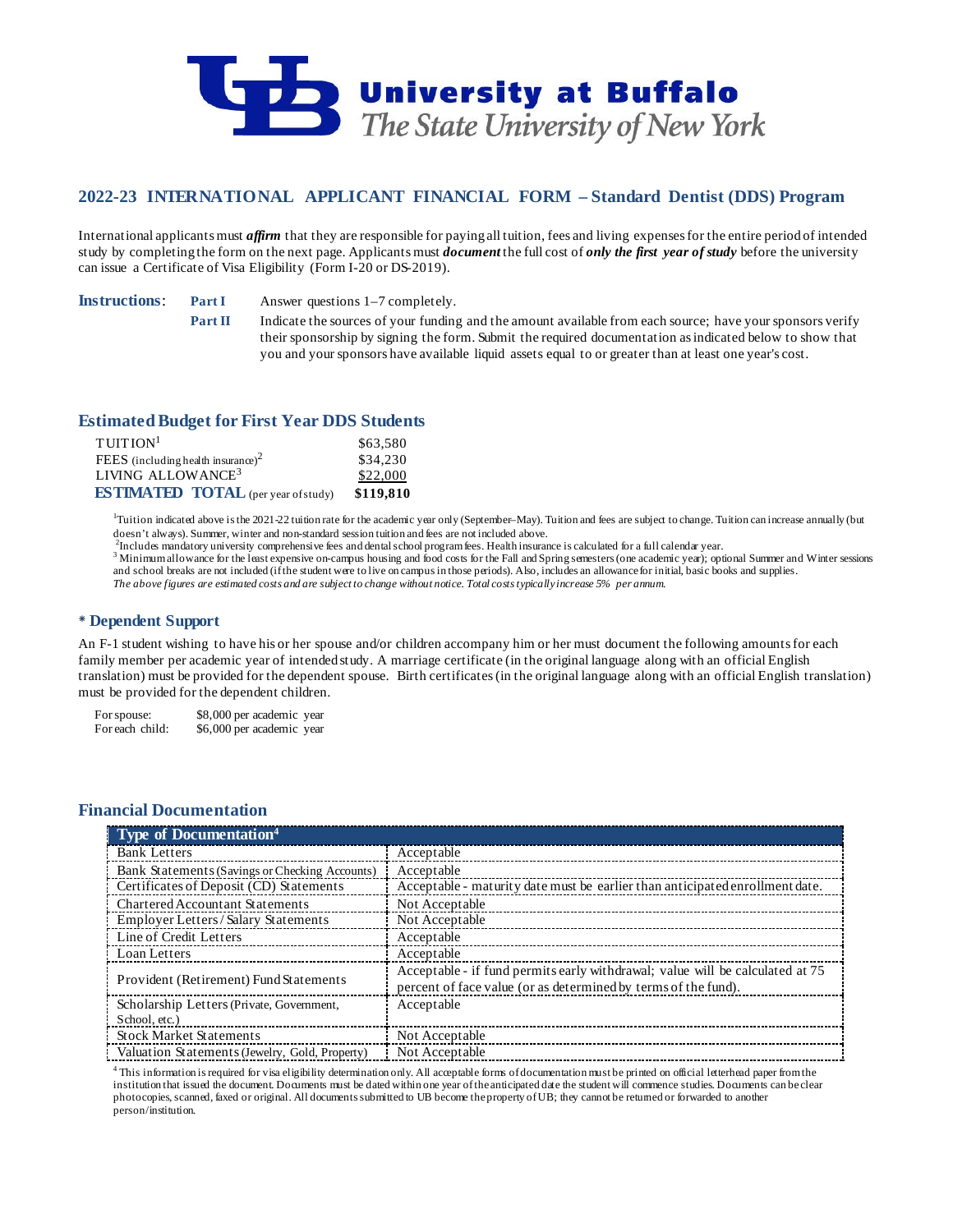# University at Buffalo
*The State University of New York*

## 2022-23 INTERNATIONAL APPLICANT FINANCIAL FORM – Standard Dentist (DDS) Program

International applicants must ***affirm*** that they are responsible for paying all tuition, fees and living expenses for the entire period of intended study by completing the form on the next page. Applicants must ***document*** the full cost of ***only the first year of study*** before the university can issue a Certificate of Visa Eligibility (Form I-20 or DS-2019).

**Instructions**:

- **Part I** Answer questions 1–7 completely.
- **Part II** Indicate the sources of your funding and the amount available from each source; have your sponsors verify their sponsorship by signing the form. Submit the required documentation as indicated below to show that you and your sponsors have available liquid assets equal to or greater than at least one year's cost.

### Estimated Budget for First Year DDS Students

| | |
|---|---|
| TUITION[1] | $63,580 |
| FEES (including health insurance)[2] | $34,230 |
| LIVING ALLOWANCE[3] | $22,000 |
| **ESTIMATED TOTAL** (per year of study) | **$119,810** |

[1]Tuition indicated above is the 2021-22 tuition rate for the academic year only (September–May). Tuition and fees are subject to change. Tuition can increase annually (but doesn't always). Summer, winter and non-standard session tuition and fees are not included above.
[2]Includes mandatory university comprehensive fees and dental school program fees. Health insurance is calculated for a full calendar year.
[3] Minimum allowance for the least expensive on-campus housing and food costs for the Fall and Spring semesters (one academic year); optional Summer and Winter sessions and school breaks are not included (if the student were to live on campus in those periods). Also, includes an allowance for initial, basic books and supplies.
*The above figures are estimated costs and are subject to change without notice. Total costs typically increase 5% per annum.*

### * Dependent Support

An F-1 student wishing to have his or her spouse and/or children accompany him or her must document the following amounts for each family member per academic year of intended study. A marriage certificate (in the original language along with an official English translation) must be provided for the dependent spouse. Birth certificates (in the original language along with an official English translation) must be provided for the dependent children.

| | |
|---|---|
| For spouse: | $8,000 per academic year |
| For each child: | $6,000 per academic year |

### Financial Documentation

| Type of Documentation[4] | |
|---|---|
| Bank Letters | Acceptable |
| Bank Statements (Savings or Checking Accounts) | Acceptable |
| Certificates of Deposit (CD) Statements | Acceptable - maturity date must be earlier than anticipated enrollment date. |
| Chartered Accountant Statements | Not Acceptable |
| Employer Letters / Salary Statements | Not Acceptable |
| Line of Credit Letters | Acceptable |
| Loan Letters | Acceptable |
| Provident (Retirement) Fund Statements | Acceptable - if fund permits early withdrawal; value will be calculated at 75 percent of face value (or as determined by terms of the fund). |
| Scholarship Letters (Private, Government, School, etc.) | Acceptable |
| Stock Market Statements | Not Acceptable |
| Valuation Statements (Jewelry, Gold, Property) | Not Acceptable |

[4] This information is required for visa eligibility determination only. All acceptable forms of documentation must be printed on official letterhead paper from the institution that issued the document. Documents must be dated within one year of the anticipated date the student will commence studies. Documents can be clear photocopies, scanned, faxed or original. All documents submitted to UB become the property of UB; they cannot be returned or forwarded to another person/institution.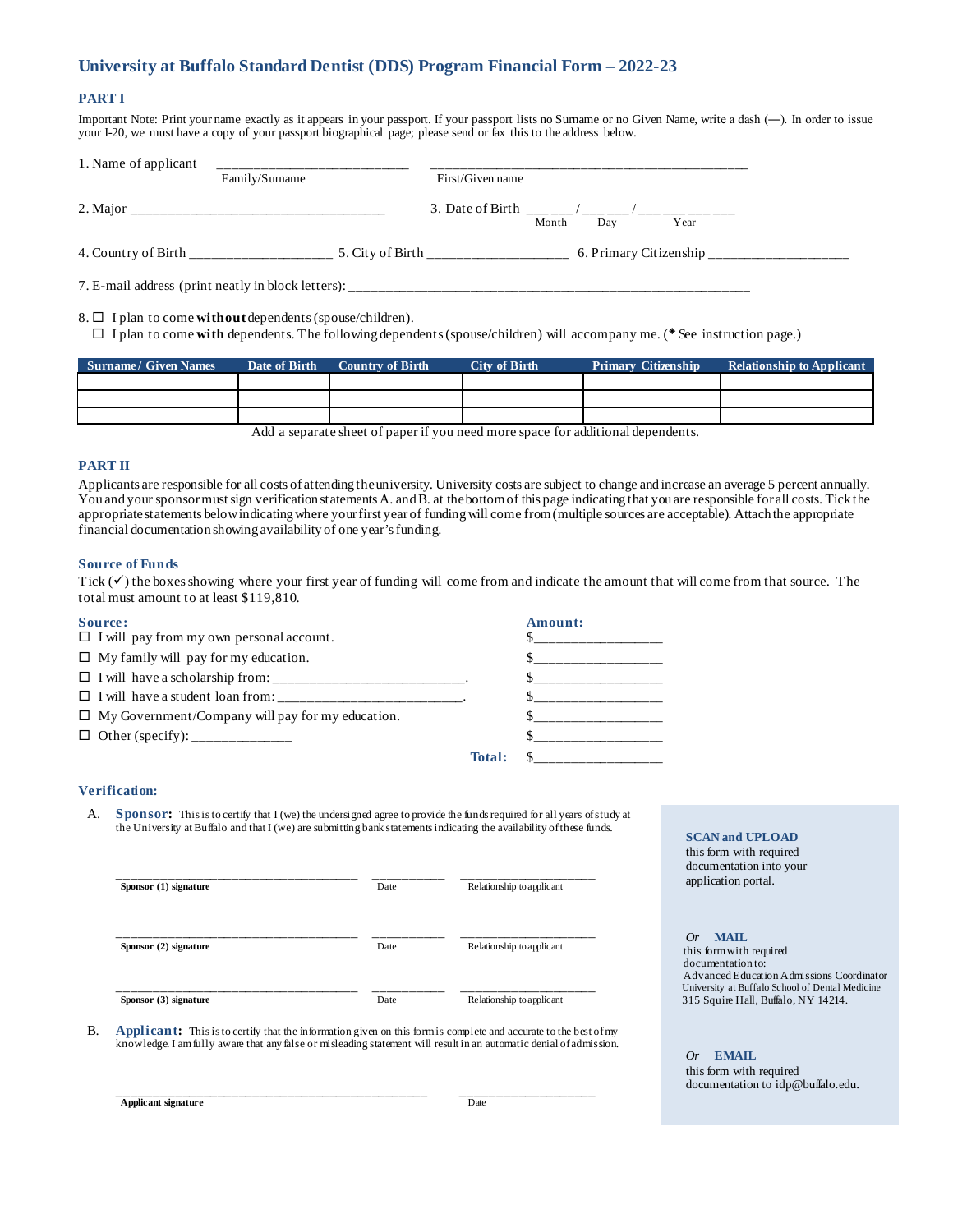# University at Buffalo Standard Dentist (DDS) Program Financial Form – 2022-23

## PART I

Important Note: Print your name exactly as it appears in your passport. If your passport lists no Surname or no Given Name, write a dash (—). In order to issue your I-20, we must have a copy of your passport biographical page; please send or fax this to the address below.

1. Name of applicant ___________________________ _____________________________________________
   Family/Surname First/Given name

2. Major ___________________________________ 3. Date of Birth ___ ___ / ___ ___ / ___ ___ ___ ___
   Month Day Year

4. Country of Birth ____________________ 5. City of Birth ____________________ 6. Primary Citizenship ____________________

7. E-mail address (print neatly in block letters): ___________________________________________________________

8. ☐ I plan to come **without** dependents (spouse/children).
   ☐ I plan to come **with** dependents. The following dependents (spouse/children) will accompany me. (* See instruction page.)

| Surname / Given Names | Date of Birth | Country of Birth | City of Birth | Primary Citizenship | Relationship to Applicant |
|---|---|---|---|---|---|
| | | | | | |
| | | | | | |
| | | | | | |

Add a separate sheet of paper if you need more space for additional dependents.

## PART II

Applicants are responsible for all costs of attending the university. University costs are subject to change and increase an average 5 percent annually. You and your sponsor must sign verification statements A. and B. at the bottom of this page indicating that you are responsible for all costs. Tick the appropriate statements below indicating where your first year of funding will come from (multiple sources are acceptable). Attach the appropriate financial documentation showing availability of one year's funding.

### Source of Funds

Tick (✓) the boxes showing where your first year of funding will come from and indicate the amount that will come from that source. The total must amount to at least $119,810.

| Source: | Amount: |
|---|---|
| ☐ I will pay from my own personal account. | $__________________ |
| ☐ My family will pay for my education. | $__________________ |
| ☐ I will have a scholarship from: ___________________________. | $__________________ |
| ☐ I will have a student loan from: ___________________________. | $__________________ |
| ☐ My Government/Company will pay for my education. | $__________________ |
| ☐ Other (specify): ______________ | $__________________ |
| **Total:** | $__________________ |

### Verification:

A. **Sponsor:** This is to certify that I (we) the undersigned agree to provide the funds required for all years of study at the University at Buffalo and that I (we) are submitting bank statements indicating the availability of these funds.

_______________________________________ ___________ ______________________
**Sponsor (1) signature** Date Relationship to applicant

_______________________________________ ___________ ______________________
**Sponsor (2) signature** Date Relationship to applicant

_______________________________________ ___________ ______________________
**Sponsor (3) signature** Date Relationship to applicant

B. **Applicant:** This is to certify that the information given on this form is complete and accurate to the best of my knowledge. I am fully aware that any false or misleading statement will result in an automatic denial of admission.

__________________________________________________ ______________________
**Applicant signature** Date

**SCAN and UPLOAD** this form with required documentation into your application portal.

*Or* **MAIL** this form with required documentation to:
Advanced Education Admissions Coordinator
University at Buffalo School of Dental Medicine
315 Squire Hall, Buffalo, NY 14214.

*Or* **EMAIL** this form with required documentation to idp@buffalo.edu.